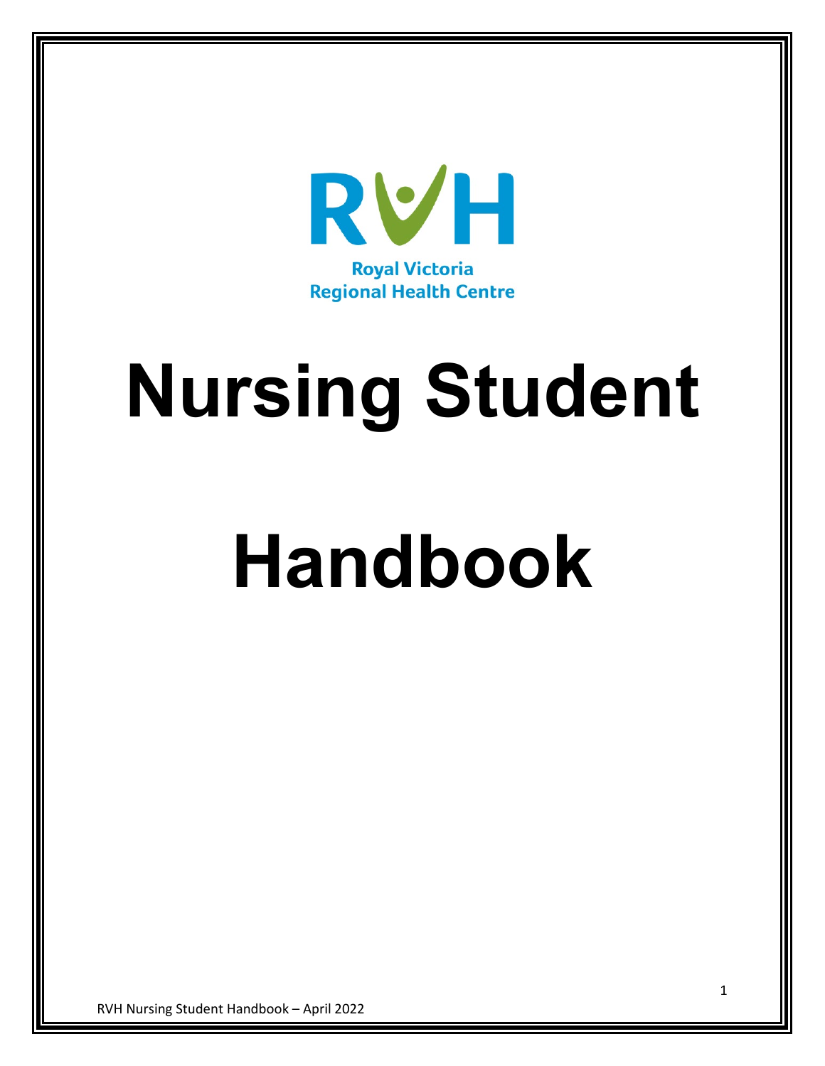RVH

Royal Victoria
Regional Health Centre

# Nursing Student

# Handbook

RVH Nursing Student Handbook – April 2022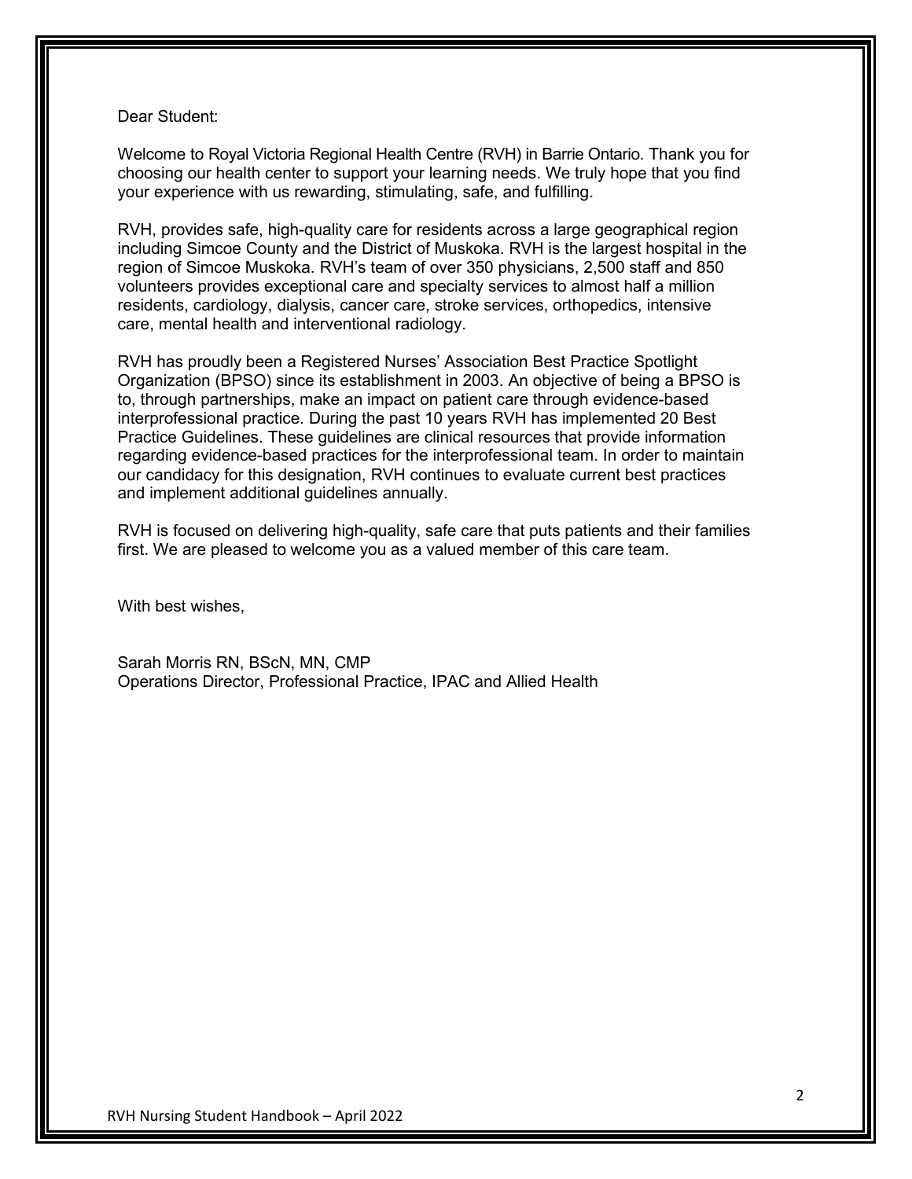Dear Student:

Welcome to Royal Victoria Regional Health Centre (RVH) in Barrie Ontario. Thank you for choosing our health center to support your learning needs. We truly hope that you find your experience with us rewarding, stimulating, safe, and fulfilling.

RVH, provides safe, high-quality care for residents across a large geographical region including Simcoe County and the District of Muskoka. RVH is the largest hospital in the region of Simcoe Muskoka. RVH's team of over 350 physicians, 2,500 staff and 850 volunteers provides exceptional care and specialty services to almost half a million residents, cardiology, dialysis, cancer care, stroke services, orthopedics, intensive care, mental health and interventional radiology.

RVH has proudly been a Registered Nurses' Association Best Practice Spotlight Organization (BPSO) since its establishment in 2003. An objective of being a BPSO is to, through partnerships, make an impact on patient care through evidence-based interprofessional practice. During the past 10 years RVH has implemented 20 Best Practice Guidelines. These guidelines are clinical resources that provide information regarding evidence-based practices for the interprofessional team. In order to maintain our candidacy for this designation, RVH continues to evaluate current best practices and implement additional guidelines annually.

RVH is focused on delivering high-quality, safe care that puts patients and their families first. We are pleased to welcome you as a valued member of this care team.

With best wishes,

Sarah Morris RN, BScN, MN, CMP
Operations Director, Professional Practice, IPAC and Allied Health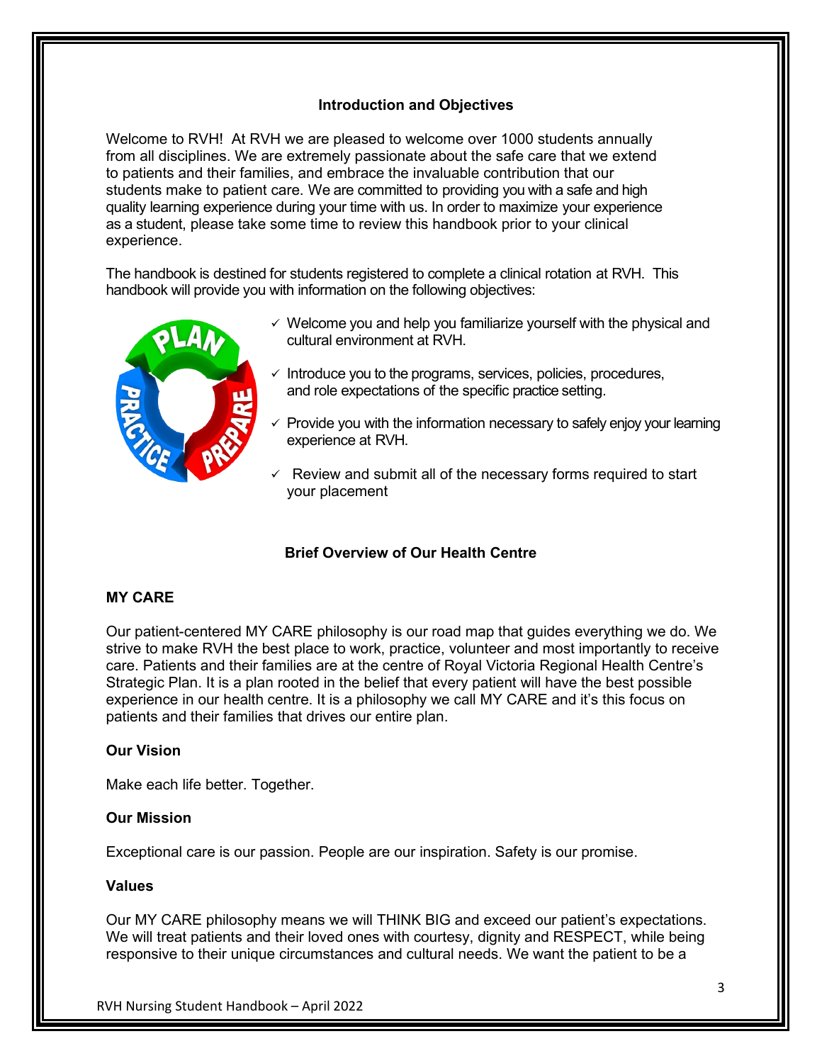## Introduction and Objectives

Welcome to RVH! At RVH we are pleased to welcome over 1000 students annually from all disciplines. We are extremely passionate about the safe care that we extend to patients and their families, and embrace the invaluable contribution that our students make to patient care. We are committed to providing you with a safe and high quality learning experience during your time with us. In order to maximize your experience as a student, please take some time to review this handbook prior to your clinical experience.

The handbook is destined for students registered to complete a clinical rotation at RVH. This handbook will provide you with information on the following objectives:

- ✓ Welcome you and help you familiarize yourself with the physical and cultural environment at RVH.
- ✓ Introduce you to the programs, services, policies, procedures, and role expectations of the specific practice setting.
- ✓ Provide you with the information necessary to safely enjoy your learning experience at RVH.
- ✓ Review and submit all of the necessary forms required to start your placement

## Brief Overview of Our Health Centre

### MY CARE

Our patient-centered MY CARE philosophy is our road map that guides everything we do. We strive to make RVH the best place to work, practice, volunteer and most importantly to receive care. Patients and their families are at the centre of Royal Victoria Regional Health Centre's Strategic Plan. It is a plan rooted in the belief that every patient will have the best possible experience in our health centre. It is a philosophy we call MY CARE and it's this focus on patients and their families that drives our entire plan.

### Our Vision

Make each life better. Together.

### Our Mission

Exceptional care is our passion. People are our inspiration. Safety is our promise.

### Values

Our MY CARE philosophy means we will THINK BIG and exceed our patient's expectations. We will treat patients and their loved ones with courtesy, dignity and RESPECT, while being responsive to their unique circumstances and cultural needs. We want the patient to be a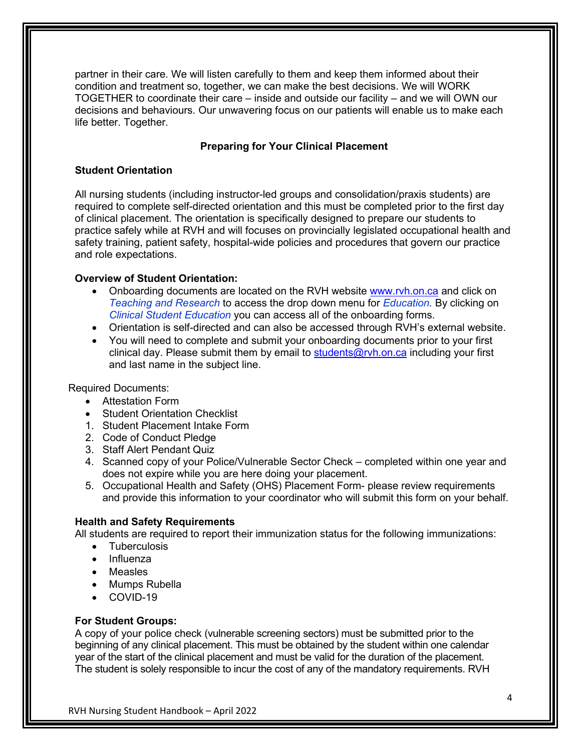partner in their care. We will listen carefully to them and keep them informed about their condition and treatment so, together, we can make the best decisions. We will WORK TOGETHER to coordinate their care – inside and outside our facility – and we will OWN our decisions and behaviours. Our unwavering focus on our patients will enable us to make each life better. Together.

## Preparing for Your Clinical Placement

### Student Orientation

All nursing students (including instructor-led groups and consolidation/praxis students) are required to complete self-directed orientation and this must be completed prior to the first day of clinical placement. The orientation is specifically designed to prepare our students to practice safely while at RVH and will focuses on provincially legislated occupational health and safety training, patient safety, hospital-wide policies and procedures that govern our practice and role expectations.

**Overview of Student Orientation:**

- Onboarding documents are located on the RVH website www.rvh.on.ca and click on *Teaching and Research* to access the drop down menu for *Education.* By clicking on *Clinical Student Education* you can access all of the onboarding forms.
- Orientation is self-directed and can also be accessed through RVH's external website.
- You will need to complete and submit your onboarding documents prior to your first clinical day. Please submit them by email to students@rvh.on.ca including your first and last name in the subject line.

Required Documents:

- Attestation Form
- Student Orientation Checklist

1. Student Placement Intake Form
2. Code of Conduct Pledge
3. Staff Alert Pendant Quiz
4. Scanned copy of your Police/Vulnerable Sector Check – completed within one year and does not expire while you are here doing your placement.
5. Occupational Health and Safety (OHS) Placement Form- please review requirements and provide this information to your coordinator who will submit this form on your behalf.

### Health and Safety Requirements

All students are required to report their immunization status for the following immunizations:

- Tuberculosis
- Influenza
- Measles
- Mumps Rubella
- COVID-19

### For Student Groups:

A copy of your police check (vulnerable screening sectors) must be submitted prior to the beginning of any clinical placement. This must be obtained by the student within one calendar year of the start of the clinical placement and must be valid for the duration of the placement. The student is solely responsible to incur the cost of any of the mandatory requirements. RVH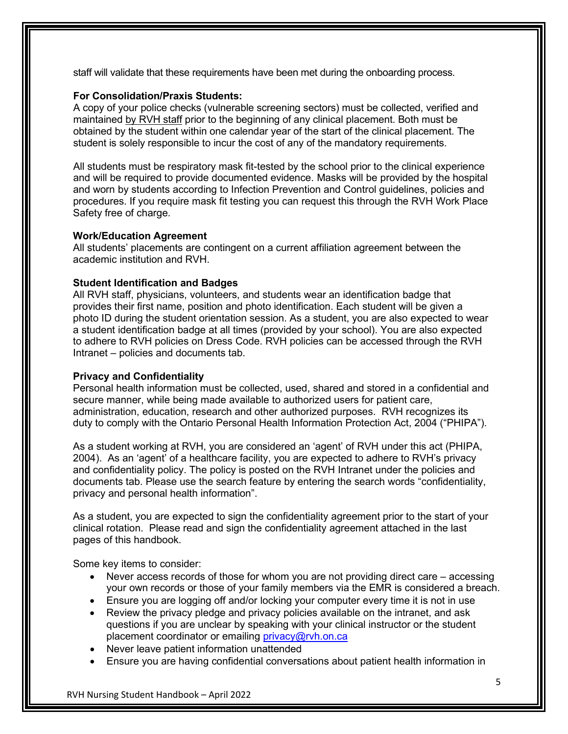staff will validate that these requirements have been met during the onboarding process.

**For Consolidation/Praxis Students:**
A copy of your police checks (vulnerable screening sectors) must be collected, verified and maintained by RVH staff prior to the beginning of any clinical placement. Both must be obtained by the student within one calendar year of the start of the clinical placement. The student is solely responsible to incur the cost of any of the mandatory requirements.

All students must be respiratory mask fit-tested by the school prior to the clinical experience and will be required to provide documented evidence. Masks will be provided by the hospital and worn by students according to Infection Prevention and Control guidelines, policies and procedures. If you require mask fit testing you can request this through the RVH Work Place Safety free of charge.

**Work/Education Agreement**
All students' placements are contingent on a current affiliation agreement between the academic institution and RVH.

**Student Identification and Badges**
All RVH staff, physicians, volunteers, and students wear an identification badge that provides their first name, position and photo identification. Each student will be given a photo ID during the student orientation session. As a student, you are also expected to wear a student identification badge at all times (provided by your school). You are also expected to adhere to RVH policies on Dress Code. RVH policies can be accessed through the RVH Intranet – policies and documents tab.

**Privacy and Confidentiality**
Personal health information must be collected, used, shared and stored in a confidential and secure manner, while being made available to authorized users for patient care, administration, education, research and other authorized purposes. RVH recognizes its duty to comply with the Ontario Personal Health Information Protection Act, 2004 ("PHIPA").

As a student working at RVH, you are considered an 'agent' of RVH under this act (PHIPA, 2004). As an 'agent' of a healthcare facility, you are expected to adhere to RVH's privacy and confidentiality policy. The policy is posted on the RVH Intranet under the policies and documents tab. Please use the search feature by entering the search words "confidentiality, privacy and personal health information".

As a student, you are expected to sign the confidentiality agreement prior to the start of your clinical rotation. Please read and sign the confidentiality agreement attached in the last pages of this handbook.

Some key items to consider:

- Never access records of those for whom you are not providing direct care – accessing your own records or those of your family members via the EMR is considered a breach.
- Ensure you are logging off and/or locking your computer every time it is not in use
- Review the privacy pledge and privacy policies available on the intranet, and ask questions if you are unclear by speaking with your clinical instructor or the student placement coordinator or emailing privacy@rvh.on.ca
- Never leave patient information unattended
- Ensure you are having confidential conversations about patient health information in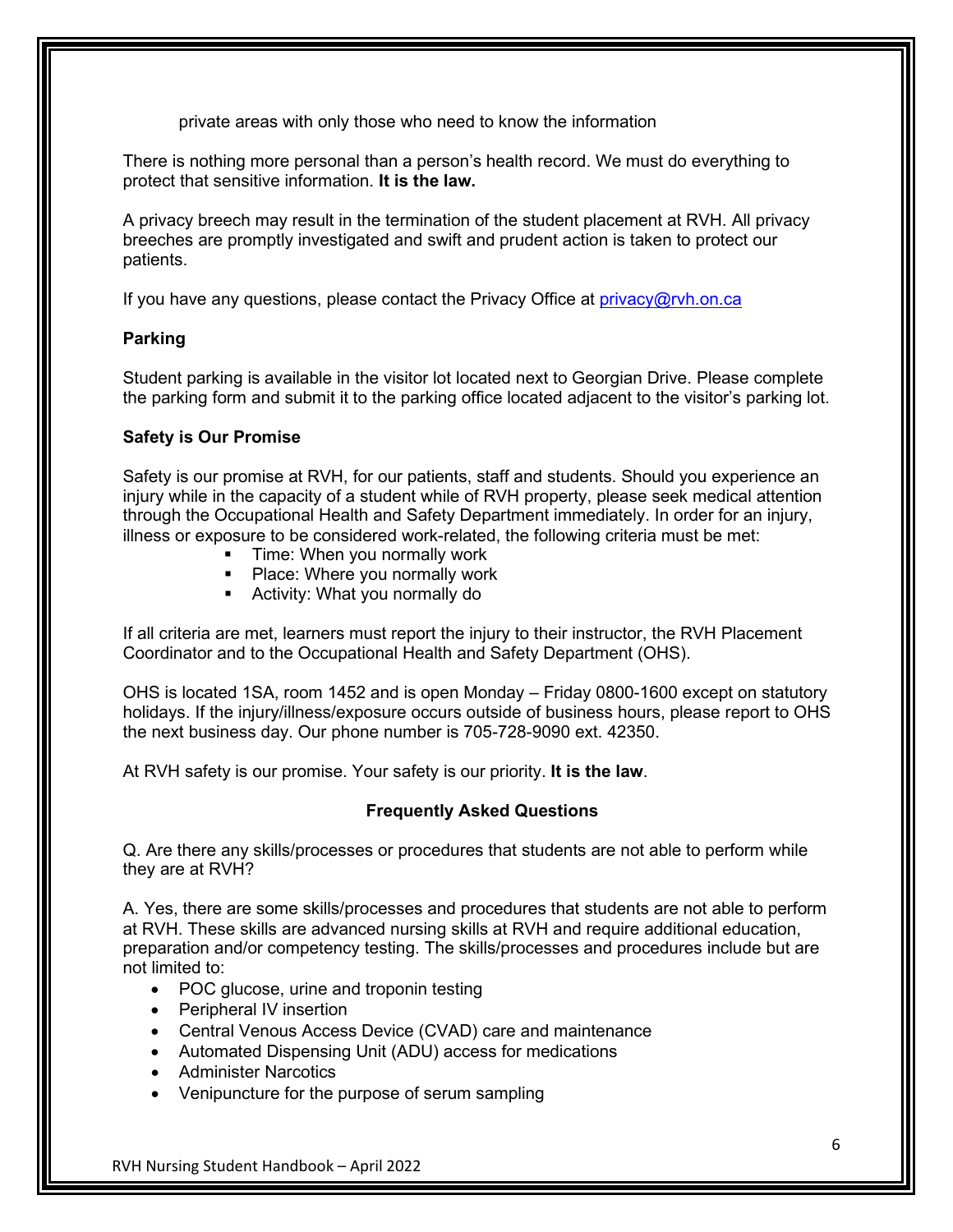private areas with only those who need to know the information

There is nothing more personal than a person's health record. We must do everything to protect that sensitive information. **It is the law.**

A privacy breech may result in the termination of the student placement at RVH. All privacy breeches are promptly investigated and swift and prudent action is taken to protect our patients.

If you have any questions, please contact the Privacy Office at [privacy@rvh.on.ca](mailto:privacy@rvh.on.ca)

### Parking

Student parking is available in the visitor lot located next to Georgian Drive. Please complete the parking form and submit it to the parking office located adjacent to the visitor's parking lot.

### Safety is Our Promise

Safety is our promise at RVH, for our patients, staff and students. Should you experience an injury while in the capacity of a student while of RVH property, please seek medical attention through the Occupational Health and Safety Department immediately. In order for an injury, illness or exposure to be considered work-related, the following criteria must be met:

- Time: When you normally work
- Place: Where you normally work
- Activity: What you normally do

If all criteria are met, learners must report the injury to their instructor, the RVH Placement Coordinator and to the Occupational Health and Safety Department (OHS).

OHS is located 1SA, room 1452 and is open Monday – Friday 0800-1600 except on statutory holidays. If the injury/illness/exposure occurs outside of business hours, please report to OHS the next business day. Our phone number is 705-728-9090 ext. 42350.

At RVH safety is our promise. Your safety is our priority. **It is the law**.

### Frequently Asked Questions

Q. Are there any skills/processes or procedures that students are not able to perform while they are at RVH?

A. Yes, there are some skills/processes and procedures that students are not able to perform at RVH. These skills are advanced nursing skills at RVH and require additional education, preparation and/or competency testing. The skills/processes and procedures include but are not limited to:

- POC glucose, urine and troponin testing
- Peripheral IV insertion
- Central Venous Access Device (CVAD) care and maintenance
- Automated Dispensing Unit (ADU) access for medications
- Administer Narcotics
- Venipuncture for the purpose of serum sampling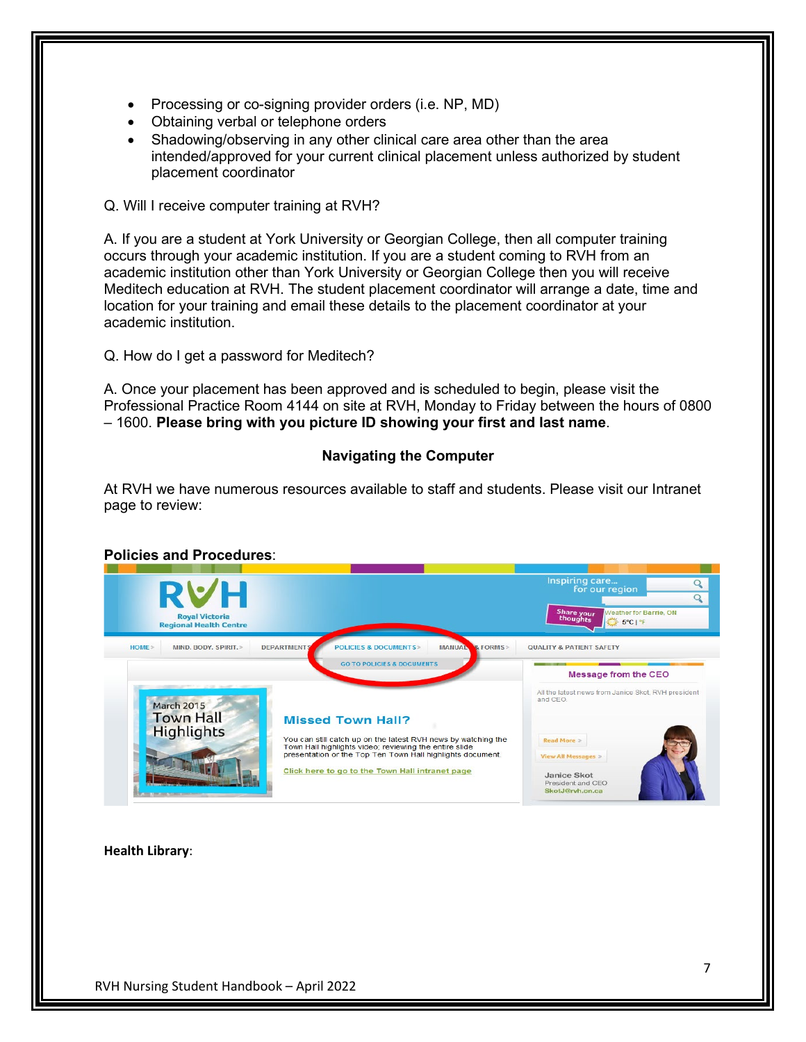- Processing or co-signing provider orders (i.e. NP, MD)
- Obtaining verbal or telephone orders
- Shadowing/observing in any other clinical care area other than the area intended/approved for your current clinical placement unless authorized by student placement coordinator

Q. Will I receive computer training at RVH?

A. If you are a student at York University or Georgian College, then all computer training occurs through your academic institution. If you are a student coming to RVH from an academic institution other than York University or Georgian College then you will receive Meditech education at RVH. The student placement coordinator will arrange a date, time and location for your training and email these details to the placement coordinator at your academic institution.

Q. How do I get a password for Meditech?

A. Once your placement has been approved and is scheduled to begin, please visit the Professional Practice Room 4144 on site at RVH, Monday to Friday between the hours of 0800 – 1600. **Please bring with you picture ID showing your first and last name**.

### Navigating the Computer

At RVH we have numerous resources available to staff and students. Please visit our Intranet page to review:

**Policies and Procedures**:

**Health Library**: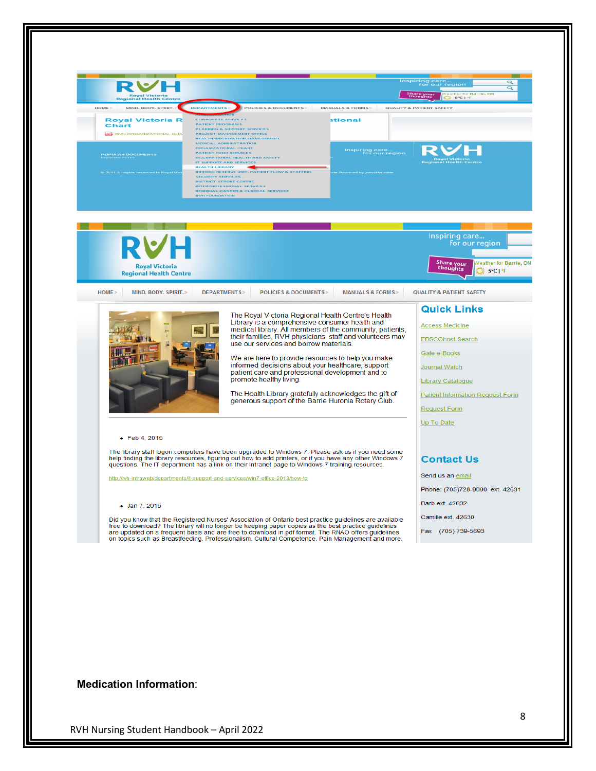HOME > MIND. BODY. SPIRIT. > DEPARTMENTS > POLICIES & DOCUMENTS > MANUALS & FORMS > QUALITY & PATIENT SAFETY

The Royal Victoria Regional Health Centre's Health Library is a comprehensive consumer health and medical library. All members of the community, patients, their families, RVH physicians, staff and volunteers may use our services and borrow materials.

We are here to provide resources to help you make informed decisions about your healthcare, support patient care and professional development and to promote healthy living.

The Health Library gratefully acknowledges the gift of generous support of the Barrie Huronia Rotary Club.

- Feb 4, 2015

The library staff logon computers have been upgraded to Windows 7. Please ask us if you need some help finding the library resources, figuring out how to add printers, or if you have any other Windows 7 questions. The IT department has a link on their Intranet page to Windows 7 training resources.

http://rvh-intraweb/departments/it-support-and-services/win7-office-2013/how-to

- Jan 7, 2015

Did you know that the Registered Nurses' Association of Ontario best practice guidelines are available free to download? The library will no longer be keeping paper copies as the best practice guidelines are updated on a frequent basis and are free to download in pdf format. The RNAO offers guidelines on topics such as Breastfeeding, Professionalism, Cultural Competence, Pain Management and more.

## Quick Links

- Access Medicine
- EBSCOhost Search
- Gale e-Books
- Journal Watch
- Library Catalogue
- Patient Information Request Form
- Request Form
- Up To Date

## Contact Us

Send us an email

Phone: (705)728-9090 ext. 42631

Barb ext. 42632

Camille ext. 42630

Fax (705) 739-5693

**Medication Information**: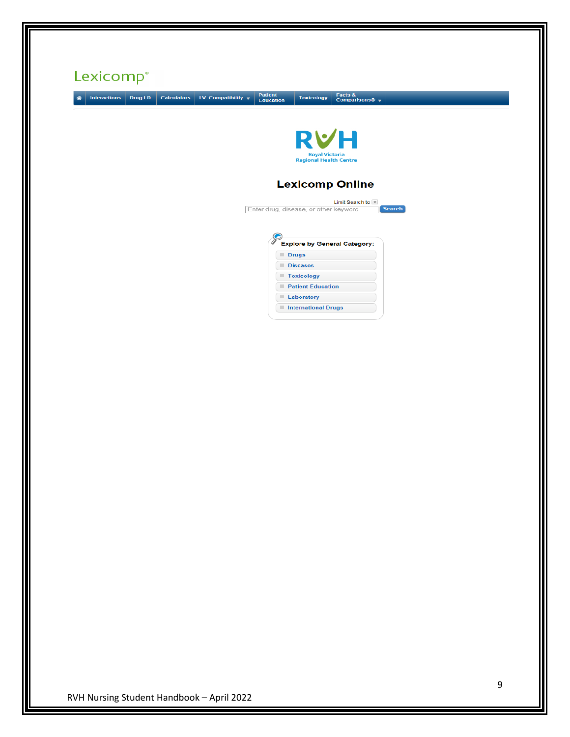Lexicomp®

Interactions | Drug I.D. | Calculators | I.V. Compatibility | Patient Education | Toxicology | Facts & Comparisons®

RVH
Royal Victoria
Regional Health Centre

## Lexicomp Online

Limit Search to

Enter drug, disease, or other keyword | Search

**Explore by General Category:**

- Drugs
- Diseases
- Toxicology
- Patient Education
- Laboratory
- International Drugs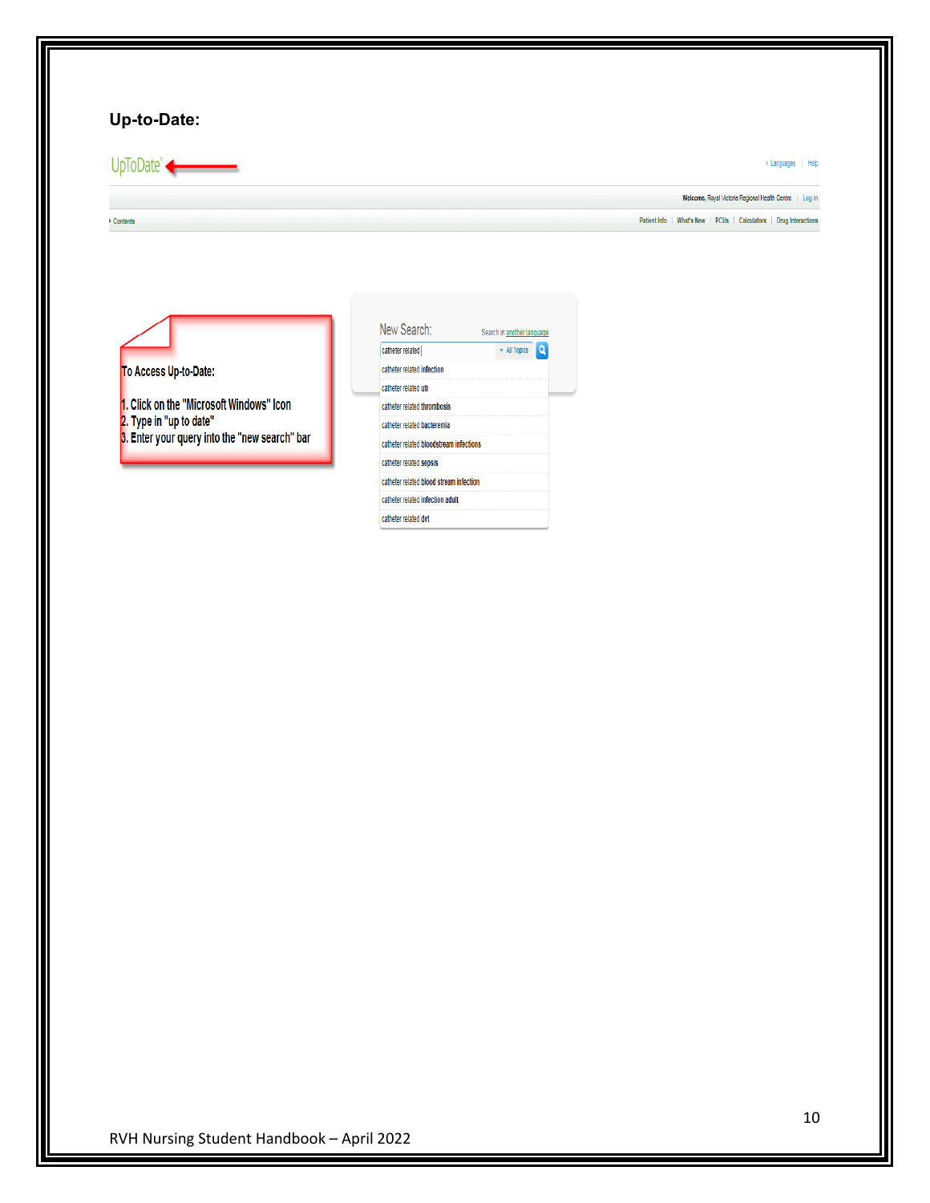**Up-to-Date:**

UpToDate

Languages | Help

Welcome, Royal Victoria Regional Health Centre | Log in

Contents

Patient Info | What's New | PCUs | Calculators | Drug Interactions

To Access Up-to-Date:

1. Click on the "Microsoft Windows" Icon
2. Type in "up to date"
3. Enter your query into the "new search" bar

New Search: Search in another language

catheter related | All Topics

- catheter related infection
- catheter related uti
- catheter related thrombosis
- catheter related bacteremia
- catheter related bloodstream infections
- catheter related sepsis
- catheter related blood stream infection
- catheter related infection adult
- catheter related dvt

RVH Nursing Student Handbook – April 2022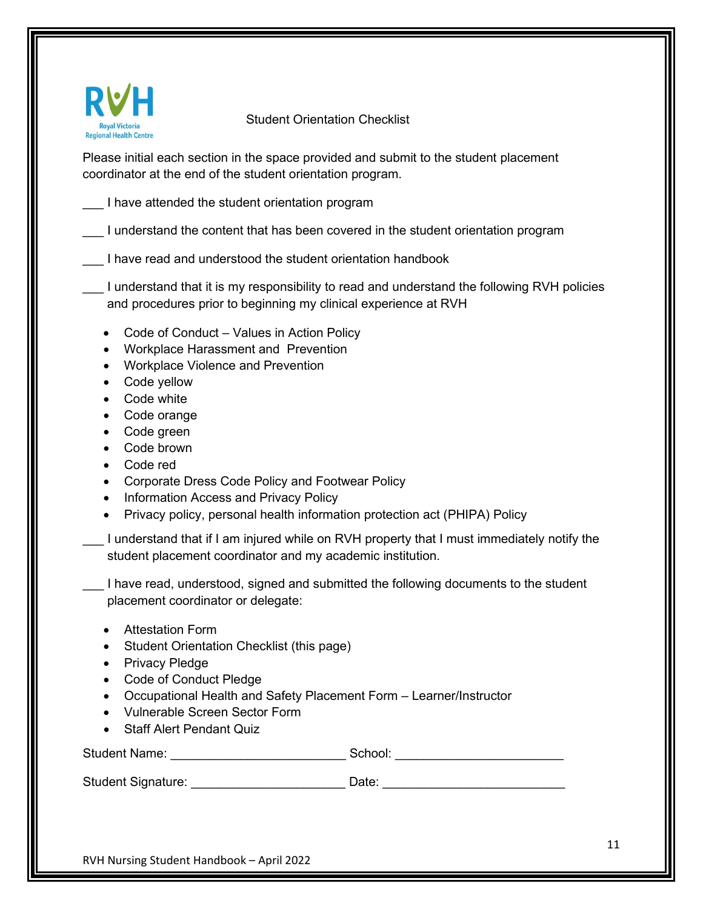RVH
Royal Victoria Regional Health Centre

# Student Orientation Checklist

Please initial each section in the space provided and submit to the student placement coordinator at the end of the student orientation program.

___ I have attended the student orientation program

___ I understand the content that has been covered in the student orientation program

___ I have read and understood the student orientation handbook

___ I understand that it is my responsibility to read and understand the following RVH policies and procedures prior to beginning my clinical experience at RVH

- Code of Conduct – Values in Action Policy
- Workplace Harassment and Prevention
- Workplace Violence and Prevention
- Code yellow
- Code white
- Code orange
- Code green
- Code brown
- Code red
- Corporate Dress Code Policy and Footwear Policy
- Information Access and Privacy Policy
- Privacy policy, personal health information protection act (PHIPA) Policy

___ I understand that if I am injured while on RVH property that I must immediately notify the student placement coordinator and my academic institution.

___ I have read, understood, signed and submitted the following documents to the student placement coordinator or delegate:

- Attestation Form
- Student Orientation Checklist (this page)
- Privacy Pledge
- Code of Conduct Pledge
- Occupational Health and Safety Placement Form – Learner/Instructor
- Vulnerable Screen Sector Form
- Staff Alert Pendant Quiz

Student Name: ________________________ School: ________________________

Student Signature: _____________________ Date: _________________________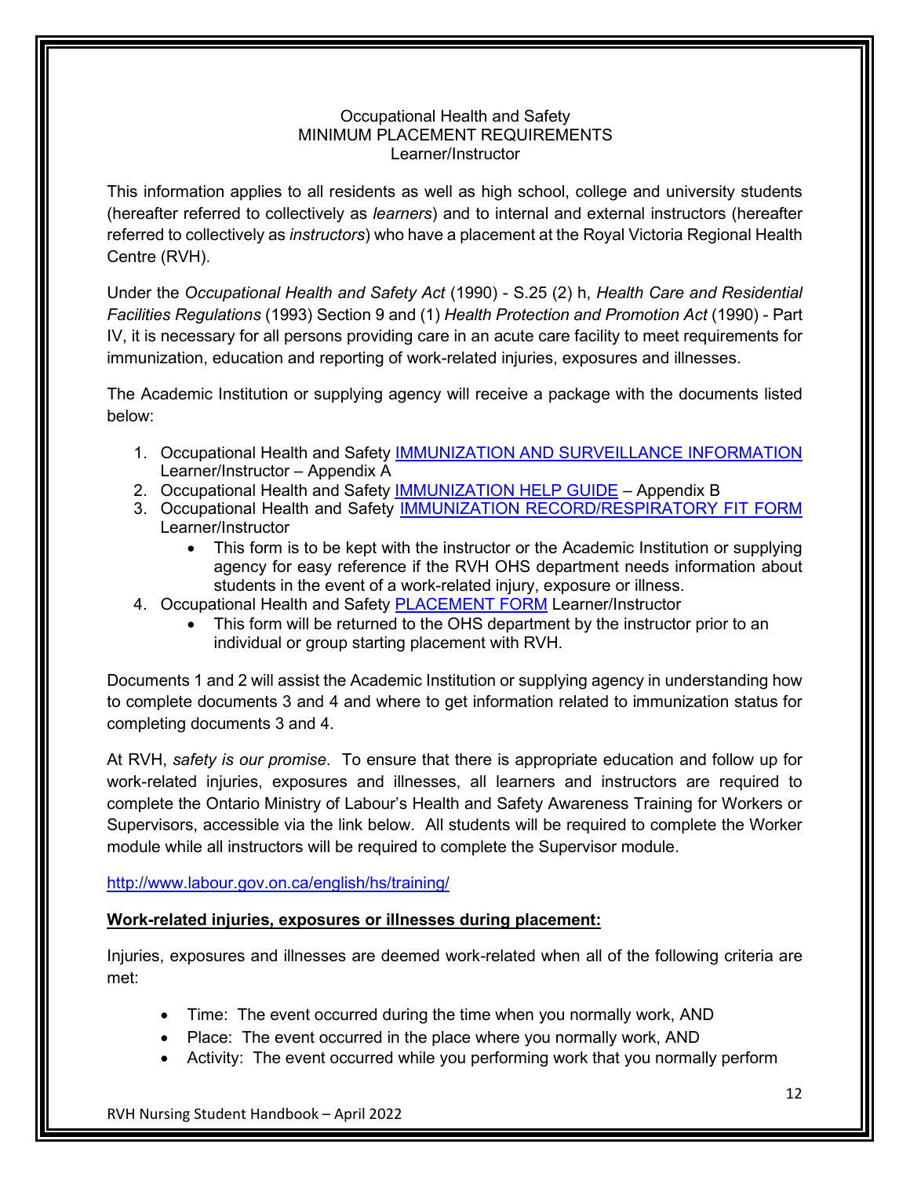Occupational Health and Safety
MINIMUM PLACEMENT REQUIREMENTS
Learner/Instructor

This information applies to all residents as well as high school, college and university students (hereafter referred to collectively as *learners*) and to internal and external instructors (hereafter referred to collectively as *instructors*) who have a placement at the Royal Victoria Regional Health Centre (RVH).

Under the *Occupational Health and Safety Act* (1990) - S.25 (2) h, *Health Care and Residential Facilities Regulations* (1993) Section 9 and (1) *Health Protection and Promotion Act* (1990) - Part IV, it is necessary for all persons providing care in an acute care facility to meet requirements for immunization, education and reporting of work-related injuries, exposures and illnesses.

The Academic Institution or supplying agency will receive a package with the documents listed below:

1. Occupational Health and Safety IMMUNIZATION AND SURVEILLANCE INFORMATION Learner/Instructor – Appendix A
2. Occupational Health and Safety IMMUNIZATION HELP GUIDE – Appendix B
3. Occupational Health and Safety IMMUNIZATION RECORD/RESPIRATORY FIT FORM Learner/Instructor
   - This form is to be kept with the instructor or the Academic Institution or supplying agency for easy reference if the RVH OHS department needs information about students in the event of a work-related injury, exposure or illness.
4. Occupational Health and Safety PLACEMENT FORM Learner/Instructor
   - This form will be returned to the OHS department by the instructor prior to an individual or group starting placement with RVH.

Documents 1 and 2 will assist the Academic Institution or supplying agency in understanding how to complete documents 3 and 4 and where to get information related to immunization status for completing documents 3 and 4.

At RVH, *safety is our promise*. To ensure that there is appropriate education and follow up for work-related injuries, exposures and illnesses, all learners and instructors are required to complete the Ontario Ministry of Labour's Health and Safety Awareness Training for Workers or Supervisors, accessible via the link below. All students will be required to complete the Worker module while all instructors will be required to complete the Supervisor module.

http://www.labour.gov.on.ca/english/hs/training/

**Work-related injuries, exposures or illnesses during placement:**

Injuries, exposures and illnesses are deemed work-related when all of the following criteria are met:

- Time: The event occurred during the time when you normally work, AND
- Place: The event occurred in the place where you normally work, AND
- Activity: The event occurred while you performing work that you normally perform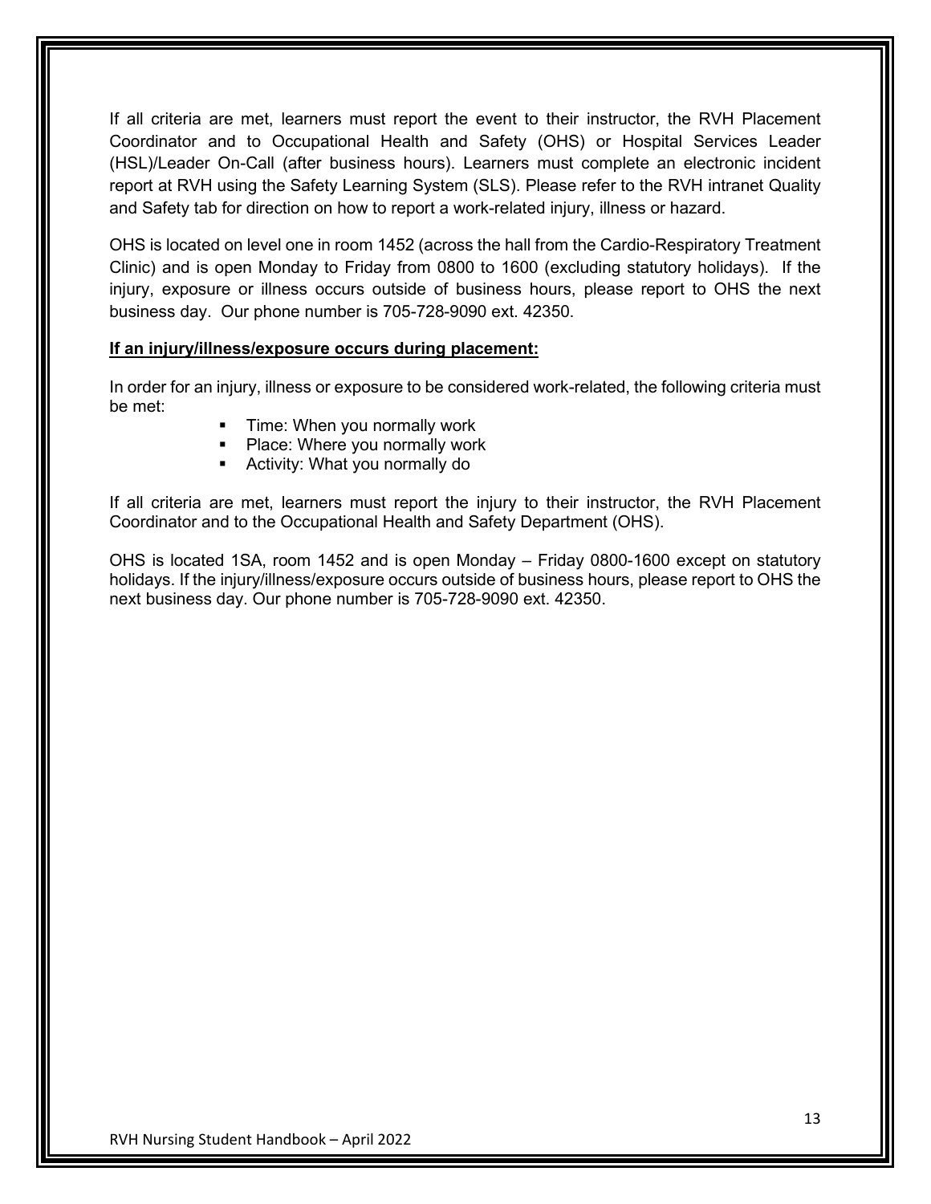If all criteria are met, learners must report the event to their instructor, the RVH Placement Coordinator and to Occupational Health and Safety (OHS) or Hospital Services Leader (HSL)/Leader On-Call (after business hours). Learners must complete an electronic incident report at RVH using the Safety Learning System (SLS). Please refer to the RVH intranet Quality and Safety tab for direction on how to report a work-related injury, illness or hazard.

OHS is located on level one in room 1452 (across the hall from the Cardio-Respiratory Treatment Clinic) and is open Monday to Friday from 0800 to 1600 (excluding statutory holidays). If the injury, exposure or illness occurs outside of business hours, please report to OHS the next business day. Our phone number is 705-728-9090 ext. 42350.

**If an injury/illness/exposure occurs during placement:**

In order for an injury, illness or exposure to be considered work-related, the following criteria must be met:

- Time: When you normally work
- Place: Where you normally work
- Activity: What you normally do

If all criteria are met, learners must report the injury to their instructor, the RVH Placement Coordinator and to the Occupational Health and Safety Department (OHS).

OHS is located 1SA, room 1452 and is open Monday – Friday 0800-1600 except on statutory holidays. If the injury/illness/exposure occurs outside of business hours, please report to OHS the next business day. Our phone number is 705-728-9090 ext. 42350.